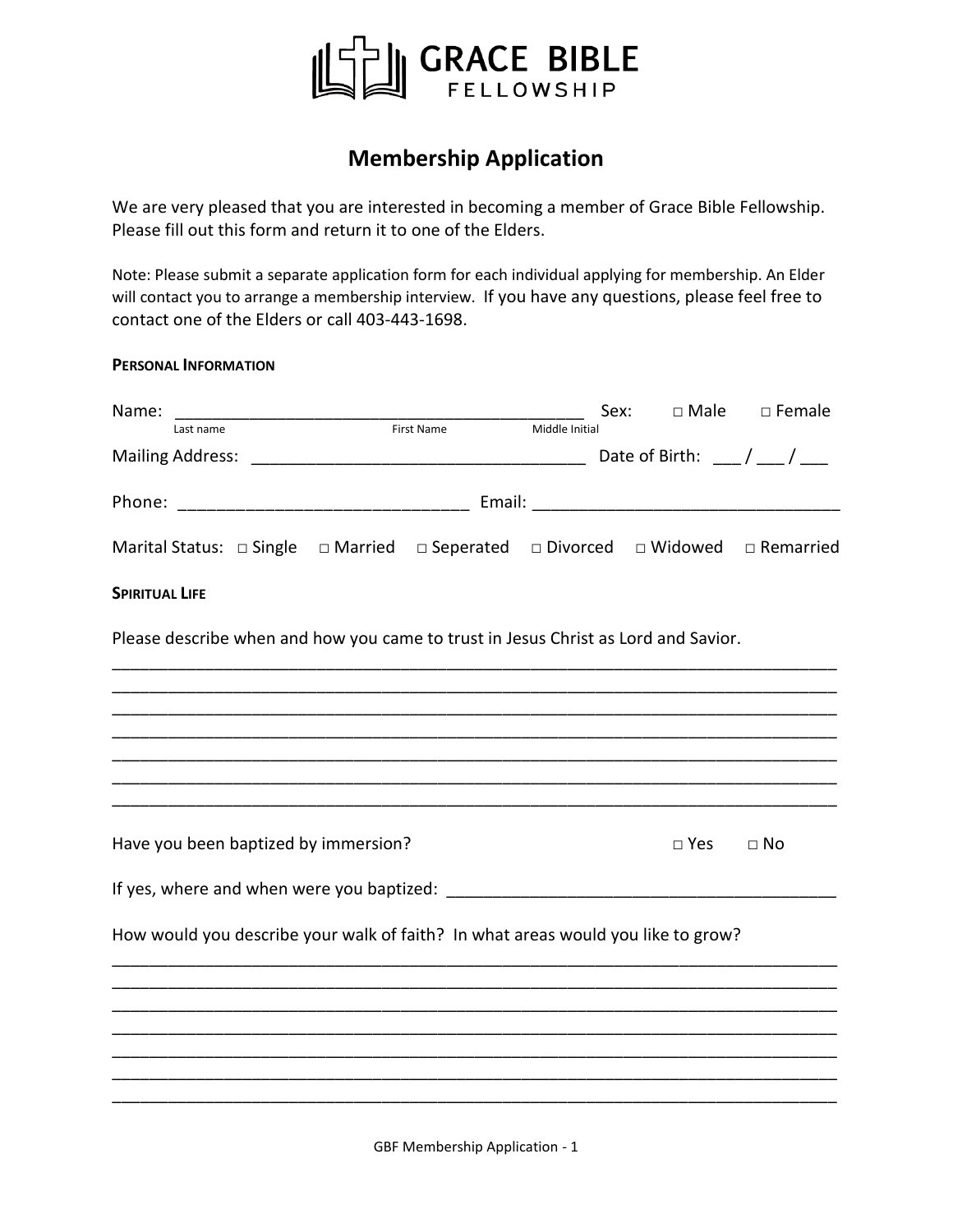GRACE BIBLE FELLOWSHIP

# Membership Application

We are very pleased that you are interested in becoming a member of Grace Bible Fellowship. Please fill out this form and return it to one of the Elders.

Note: Please submit a separate application form for each individual applying for membership. An Elder will contact you to arrange a membership interview. If you have any questions, please feel free to contact one of the Elders or call 403-443-1698.

**PERSONAL INFORMATION**

Name: ____________________________________________ Sex: □ Male □ Female
Last name First Name Middle Initial

Mailing Address: ____________________________________ Date of Birth: ___ / ___ / ___

Phone: ______________________________ Email: ________________________________

Marital Status: □ Single □ Married □ Seperated □ Divorced □ Widowed □ Remarried

**SPIRITUAL LIFE**

Please describe when and how you came to trust in Jesus Christ as Lord and Savior.

___________________________________________________________________________
___________________________________________________________________________
___________________________________________________________________________
___________________________________________________________________________
___________________________________________________________________________
___________________________________________________________________________
___________________________________________________________________________

Have you been baptized by immersion? □ Yes □ No

If yes, where and when were you baptized: _________________________________________

How would you describe your walk of faith? In what areas would you like to grow?

___________________________________________________________________________
___________________________________________________________________________
___________________________________________________________________________
___________________________________________________________________________
___________________________________________________________________________
___________________________________________________________________________
___________________________________________________________________________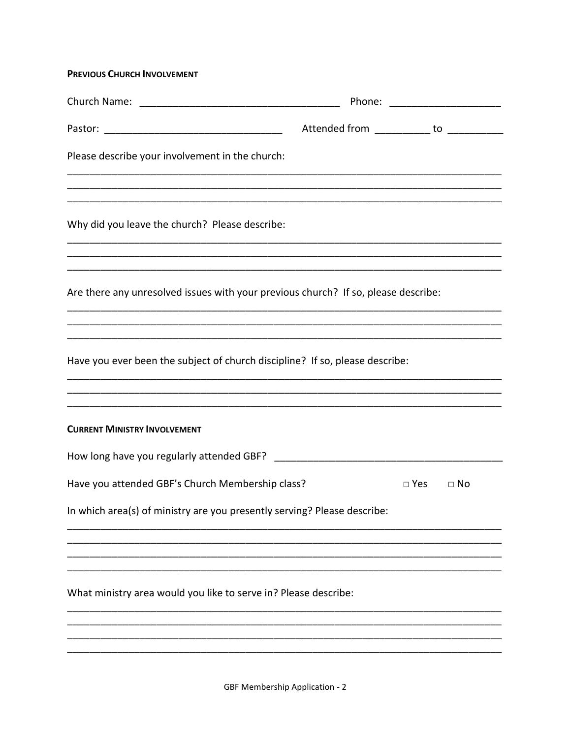**PREVIOUS CHURCH INVOLVEMENT**

Church Name: ___________________________________ Phone: ___________________

Pastor: _______________________________ Attended from __________ to __________

Please describe your involvement in the church:

_____________________________________________________________________________
_____________________________________________________________________________
_____________________________________________________________________________

Why did you leave the church? Please describe:

_____________________________________________________________________________
_____________________________________________________________________________
_____________________________________________________________________________

Are there any unresolved issues with your previous church? If so, please describe:

_____________________________________________________________________________
_____________________________________________________________________________
_____________________________________________________________________________

Have you ever been the subject of church discipline? If so, please describe:

_____________________________________________________________________________
_____________________________________________________________________________
_____________________________________________________________________________

**CURRENT MINISTRY INVOLVEMENT**

How long have you regularly attended GBF? _________________________________________

Have you attended GBF's Church Membership class? □ Yes □ No

In which area(s) of ministry are you presently serving? Please describe:

_____________________________________________________________________________
_____________________________________________________________________________
_____________________________________________________________________________
_____________________________________________________________________________

What ministry area would you like to serve in? Please describe:

_____________________________________________________________________________
_____________________________________________________________________________
_____________________________________________________________________________
_____________________________________________________________________________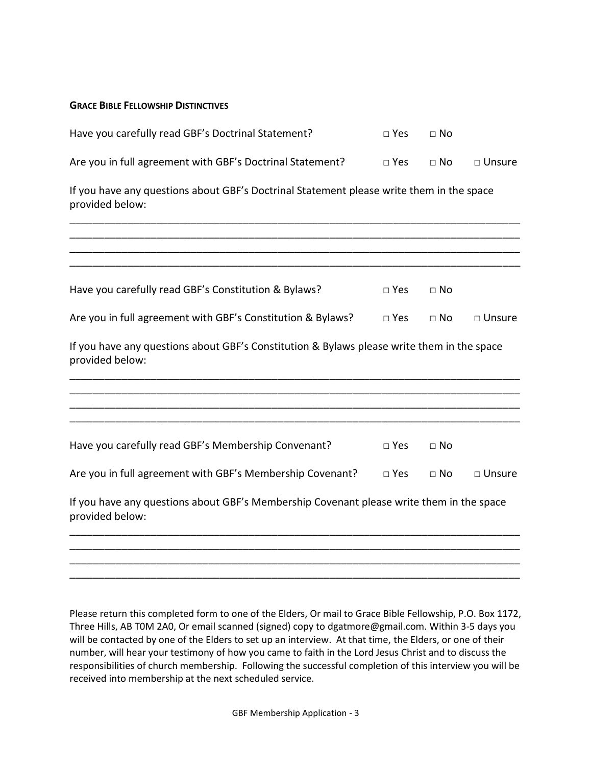**GRACE BIBLE FELLOWSHIP DISTINCTIVES**

Have you carefully read GBF's Doctrinal Statement? □ Yes □ No

Are you in full agreement with GBF's Doctrinal Statement? □ Yes □ No □ Unsure

If you have any questions about GBF's Doctrinal Statement please write them in the space provided below:

\_\_\_\_\_\_\_\_\_\_\_\_\_\_\_\_\_\_\_\_\_\_\_\_\_\_\_\_\_\_\_\_\_\_\_\_\_\_\_\_\_\_\_\_\_\_\_\_\_\_\_\_\_\_\_\_\_\_\_\_\_\_\_\_\_\_\_\_\_\_\_\_\_\_\_\_
\_\_\_\_\_\_\_\_\_\_\_\_\_\_\_\_\_\_\_\_\_\_\_\_\_\_\_\_\_\_\_\_\_\_\_\_\_\_\_\_\_\_\_\_\_\_\_\_\_\_\_\_\_\_\_\_\_\_\_\_\_\_\_\_\_\_\_\_\_\_\_\_\_\_\_\_
\_\_\_\_\_\_\_\_\_\_\_\_\_\_\_\_\_\_\_\_\_\_\_\_\_\_\_\_\_\_\_\_\_\_\_\_\_\_\_\_\_\_\_\_\_\_\_\_\_\_\_\_\_\_\_\_\_\_\_\_\_\_\_\_\_\_\_\_\_\_\_\_\_\_\_\_
\_\_\_\_\_\_\_\_\_\_\_\_\_\_\_\_\_\_\_\_\_\_\_\_\_\_\_\_\_\_\_\_\_\_\_\_\_\_\_\_\_\_\_\_\_\_\_\_\_\_\_\_\_\_\_\_\_\_\_\_\_\_\_\_\_\_\_\_\_\_\_\_\_\_\_\_

Have you carefully read GBF's Constitution & Bylaws? □ Yes □ No

Are you in full agreement with GBF's Constitution & Bylaws? □ Yes □ No □ Unsure

If you have any questions about GBF's Constitution & Bylaws please write them in the space provided below:

\_\_\_\_\_\_\_\_\_\_\_\_\_\_\_\_\_\_\_\_\_\_\_\_\_\_\_\_\_\_\_\_\_\_\_\_\_\_\_\_\_\_\_\_\_\_\_\_\_\_\_\_\_\_\_\_\_\_\_\_\_\_\_\_\_\_\_\_\_\_\_\_\_\_\_\_
\_\_\_\_\_\_\_\_\_\_\_\_\_\_\_\_\_\_\_\_\_\_\_\_\_\_\_\_\_\_\_\_\_\_\_\_\_\_\_\_\_\_\_\_\_\_\_\_\_\_\_\_\_\_\_\_\_\_\_\_\_\_\_\_\_\_\_\_\_\_\_\_\_\_\_\_
\_\_\_\_\_\_\_\_\_\_\_\_\_\_\_\_\_\_\_\_\_\_\_\_\_\_\_\_\_\_\_\_\_\_\_\_\_\_\_\_\_\_\_\_\_\_\_\_\_\_\_\_\_\_\_\_\_\_\_\_\_\_\_\_\_\_\_\_\_\_\_\_\_\_\_\_
\_\_\_\_\_\_\_\_\_\_\_\_\_\_\_\_\_\_\_\_\_\_\_\_\_\_\_\_\_\_\_\_\_\_\_\_\_\_\_\_\_\_\_\_\_\_\_\_\_\_\_\_\_\_\_\_\_\_\_\_\_\_\_\_\_\_\_\_\_\_\_\_\_\_\_\_

Have you carefully read GBF's Membership Convenant? □ Yes □ No

Are you in full agreement with GBF's Membership Covenant? □ Yes □ No □ Unsure

If you have any questions about GBF's Membership Covenant please write them in the space provided below:

\_\_\_\_\_\_\_\_\_\_\_\_\_\_\_\_\_\_\_\_\_\_\_\_\_\_\_\_\_\_\_\_\_\_\_\_\_\_\_\_\_\_\_\_\_\_\_\_\_\_\_\_\_\_\_\_\_\_\_\_\_\_\_\_\_\_\_\_\_\_\_\_\_\_\_\_
\_\_\_\_\_\_\_\_\_\_\_\_\_\_\_\_\_\_\_\_\_\_\_\_\_\_\_\_\_\_\_\_\_\_\_\_\_\_\_\_\_\_\_\_\_\_\_\_\_\_\_\_\_\_\_\_\_\_\_\_\_\_\_\_\_\_\_\_\_\_\_\_\_\_\_\_
\_\_\_\_\_\_\_\_\_\_\_\_\_\_\_\_\_\_\_\_\_\_\_\_\_\_\_\_\_\_\_\_\_\_\_\_\_\_\_\_\_\_\_\_\_\_\_\_\_\_\_\_\_\_\_\_\_\_\_\_\_\_\_\_\_\_\_\_\_\_\_\_\_\_\_\_
\_\_\_\_\_\_\_\_\_\_\_\_\_\_\_\_\_\_\_\_\_\_\_\_\_\_\_\_\_\_\_\_\_\_\_\_\_\_\_\_\_\_\_\_\_\_\_\_\_\_\_\_\_\_\_\_\_\_\_\_\_\_\_\_\_\_\_\_\_\_\_\_\_\_\_\_

Please return this completed form to one of the Elders, Or mail to Grace Bible Fellowship, P.O. Box 1172, Three Hills, AB T0M 2A0, Or email scanned (signed) copy to dgatmore@gmail.com. Within 3-5 days you will be contacted by one of the Elders to set up an interview. At that time, the Elders, or one of their number, will hear your testimony of how you came to faith in the Lord Jesus Christ and to discuss the responsibilities of church membership. Following the successful completion of this interview you will be received into membership at the next scheduled service.